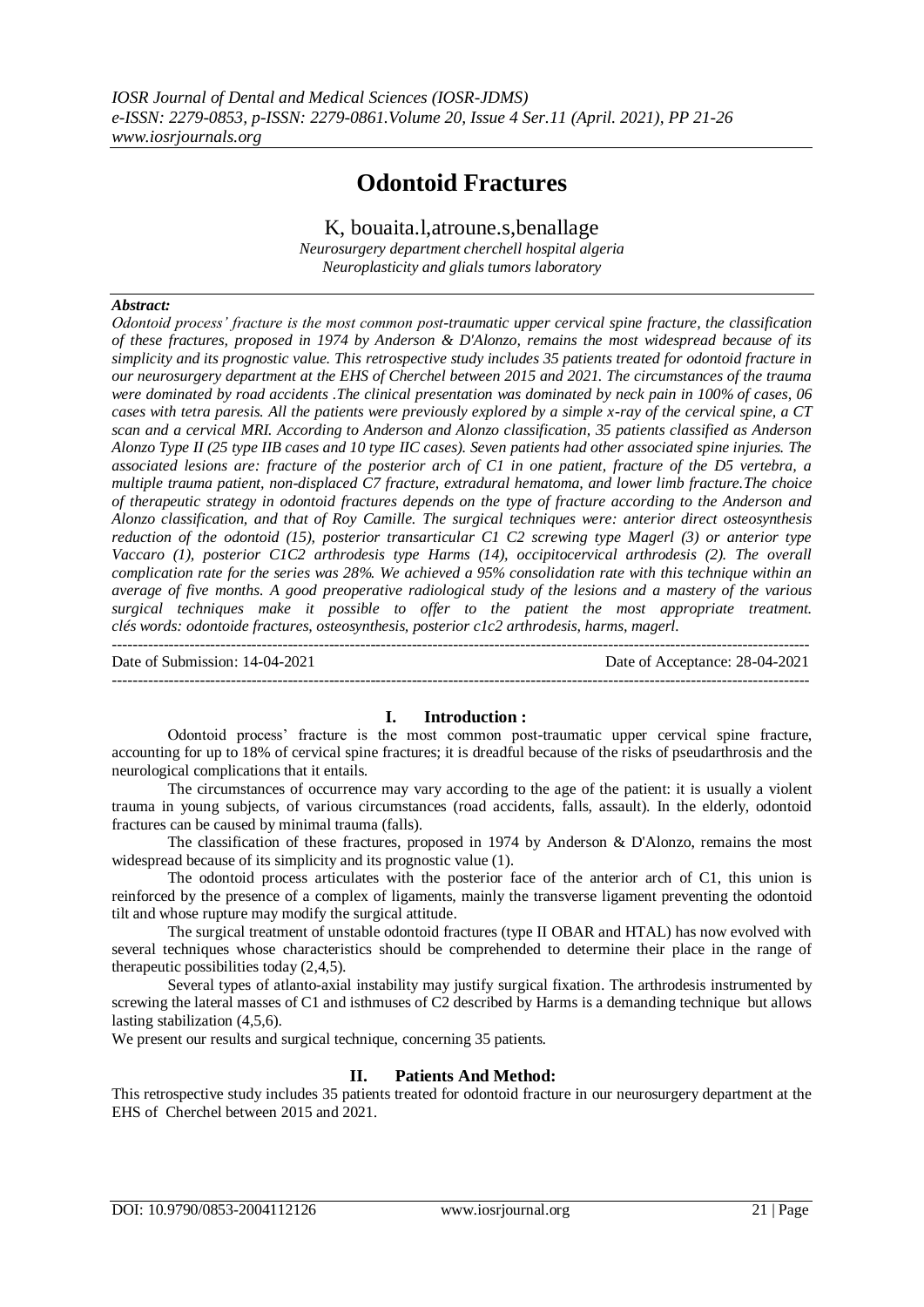# Odontoid Fractures

K, bouaita.l,atroune.s,benallage

*Neurosurgery department cherchell hospital algeria*
*Neuroplasticity and glials tumors laboratory*

***Abstract:***

*Odontoid process' fracture is the most common post-traumatic upper cervical spine fracture, the classification of these fractures, proposed in 1974 by Anderson & D'Alonzo, remains the most widespread because of its simplicity and its prognostic value. This retrospective study includes 35 patients treated for odontoid fracture in our neurosurgery department at the EHS of Cherchel between 2015 and 2021. The circumstances of the trauma were dominated by road accidents .The clinical presentation was dominated by neck pain in 100% of cases, 06 cases with tetra paresis. All the patients were previously explored by a simple x-ray of the cervical spine, a CT scan and a cervical MRI. According to Anderson and Alonzo classification, 35 patients classified as Anderson Alonzo Type II (25 type IIB cases and 10 type IIC cases). Seven patients had other associated spine injuries. The associated lesions are: fracture of the posterior arch of C1 in one patient, fracture of the D5 vertebra, a multiple trauma patient, non-displaced C7 fracture, extradural hematoma, and lower limb fracture.The choice of therapeutic strategy in odontoid fractures depends on the type of fracture according to the Anderson and Alonzo classification, and that of Roy Camille. The surgical techniques were: anterior direct osteosynthesis reduction of the odontoid (15), posterior transarticular C1 C2 screwing type Magerl (3) or anterior type Vaccaro (1), posterior C1C2 arthrodesis type Harms (14), occipitocervical arthrodesis (2). The overall complication rate for the series was 28%. We achieved a 95% consolidation rate with this technique within an average of five months. A good preoperative radiological study of the lesions and a mastery of the various surgical techniques make it possible to offer to the patient the most appropriate treatment.*
*clés words: odontoide fractures, osteosynthesis, posterior c1c2 arthrodesis, harms, magerl.*

---

Date of Submission: 14-04-2021 Date of Acceptance: 28-04-2021

---

## I. Introduction :

Odontoid process' fracture is the most common post-traumatic upper cervical spine fracture, accounting for up to 18% of cervical spine fractures; it is dreadful because of the risks of pseudarthrosis and the neurological complications that it entails.

The circumstances of occurrence may vary according to the age of the patient: it is usually a violent trauma in young subjects, of various circumstances (road accidents, falls, assault). In the elderly, odontoid fractures can be caused by minimal trauma (falls).

The classification of these fractures, proposed in 1974 by Anderson & D'Alonzo, remains the most widespread because of its simplicity and its prognostic value (1).

The odontoid process articulates with the posterior face of the anterior arch of C1, this union is reinforced by the presence of a complex of ligaments, mainly the transverse ligament preventing the odontoid tilt and whose rupture may modify the surgical attitude.

The surgical treatment of unstable odontoid fractures (type II OBAR and HTAL) has now evolved with several techniques whose characteristics should be comprehended to determine their place in the range of therapeutic possibilities today (2,4,5).

Several types of atlanto-axial instability may justify surgical fixation. The arthrodesis instrumented by screwing the lateral masses of C1 and isthmuses of C2 described by Harms is a demanding technique but allows lasting stabilization (4,5,6).

We present our results and surgical technique, concerning 35 patients.

## II. Patients And Method:

This retrospective study includes 35 patients treated for odontoid fracture in our neurosurgery department at the EHS of Cherchel between 2015 and 2021.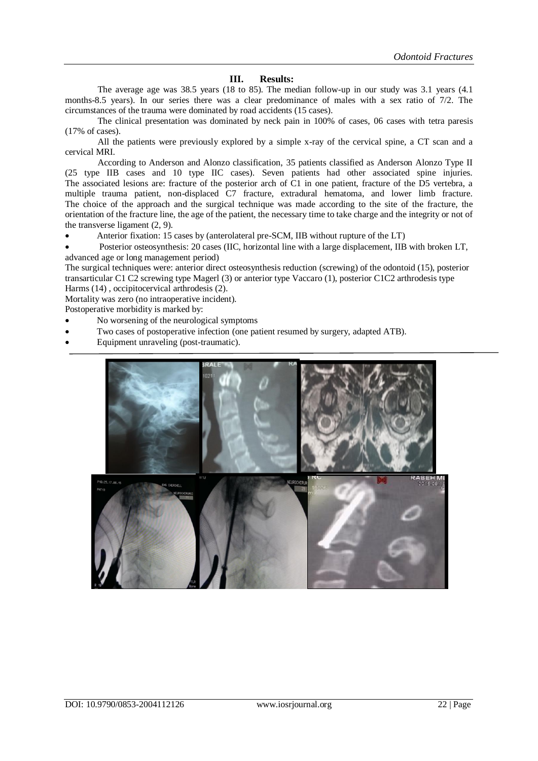## III. Results:

The average age was 38.5 years (18 to 85). The median follow-up in our study was 3.1 years (4.1 months-8.5 years). In our series there was a clear predominance of males with a sex ratio of 7/2. The circumstances of the trauma were dominated by road accidents (15 cases).

The clinical presentation was dominated by neck pain in 100% of cases, 06 cases with tetra paresis (17% of cases).

All the patients were previously explored by a simple x-ray of the cervical spine, a CT scan and a cervical MRI.

According to Anderson and Alonzo classification, 35 patients classified as Anderson Alonzo Type II (25 type IIB cases and 10 type IIC cases). Seven patients had other associated spine injuries. The associated lesions are: fracture of the posterior arch of C1 in one patient, fracture of the D5 vertebra, a multiple trauma patient, non-displaced C7 fracture, extradural hematoma, and lower limb fracture. The choice of the approach and the surgical technique was made according to the site of the fracture, the orientation of the fracture line, the age of the patient, the necessary time to take charge and the integrity or not of the transverse ligament (2, 9).

- Anterior fixation: 15 cases by (anterolateral pre-SCM, IIB without rupture of the LT)
- Posterior osteosynthesis: 20 cases (IIC, horizontal line with a large displacement, IIB with broken LT, advanced age or long management period)

The surgical techniques were: anterior direct osteosynthesis reduction (screwing) of the odontoid (15), posterior transarticular C1 C2 screwing type Magerl (3) or anterior type Vaccaro (1), posterior C1C2 arthrodesis type Harms (14) , occipitocervical arthrodesis (2).

Mortality was zero (no intraoperative incident).

Postoperative morbidity is marked by:

- No worsening of the neurological symptoms
- Two cases of postoperative infection (one patient resumed by surgery, adapted ATB).
- Equipment unraveling (post-traumatic).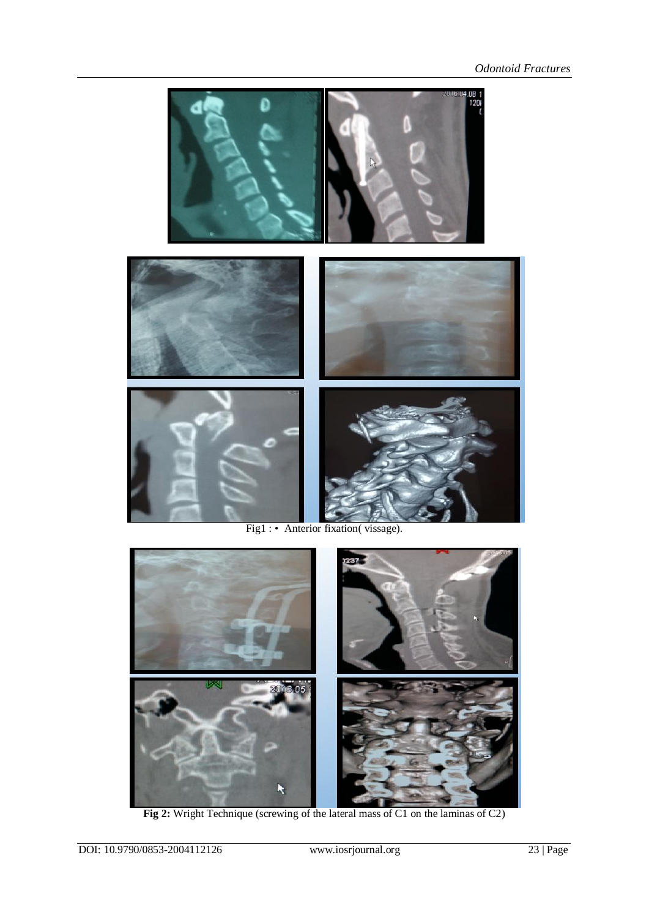Fig1 : • Anterior fixation( vissage).

**Fig 2:** Wright Technique (screwing of the lateral mass of C1 on the laminas of C2)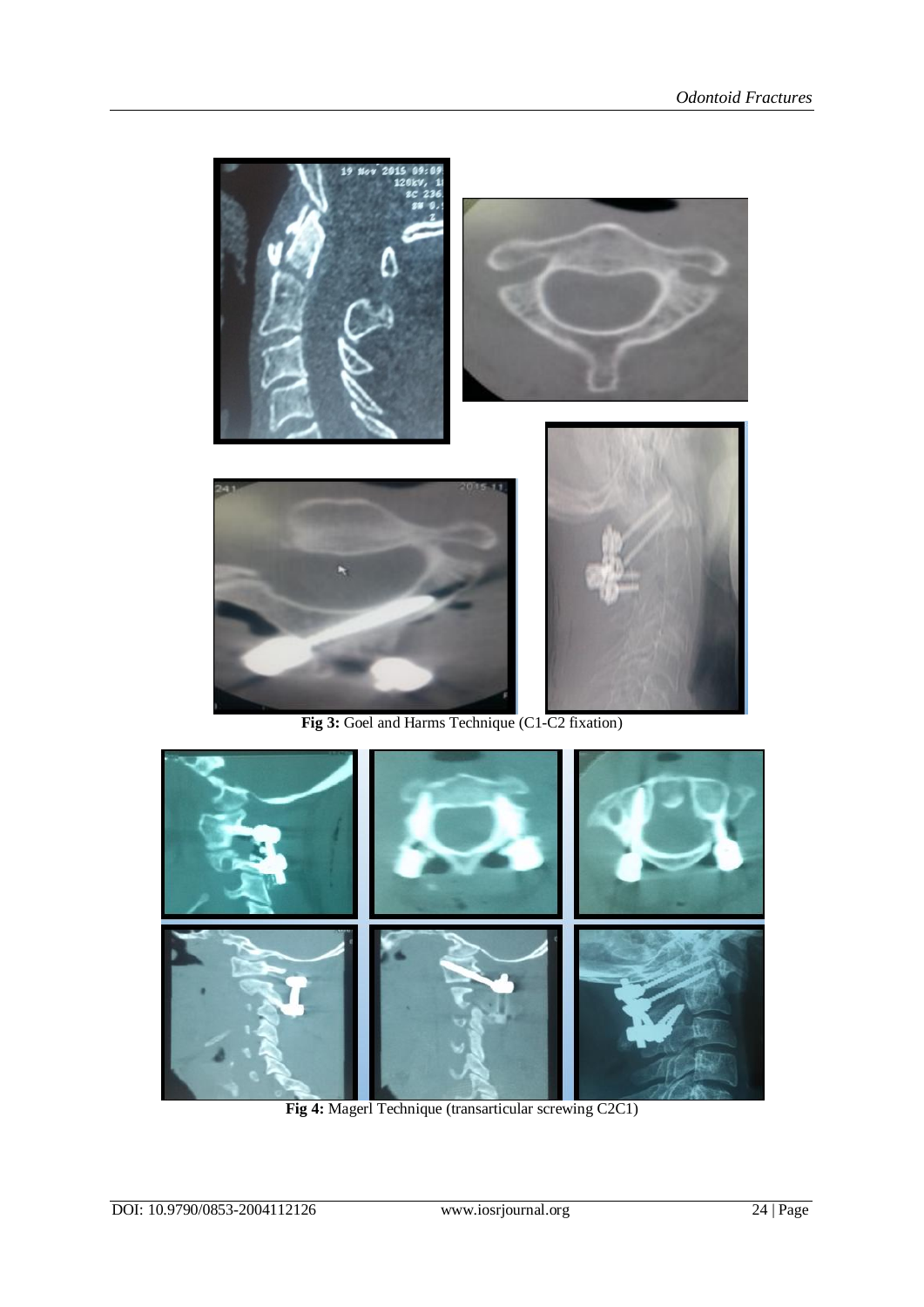**Fig 3:** Goel and Harms Technique (C1-C2 fixation)

**Fig 4:** Magerl Technique (transarticular screwing C2C1)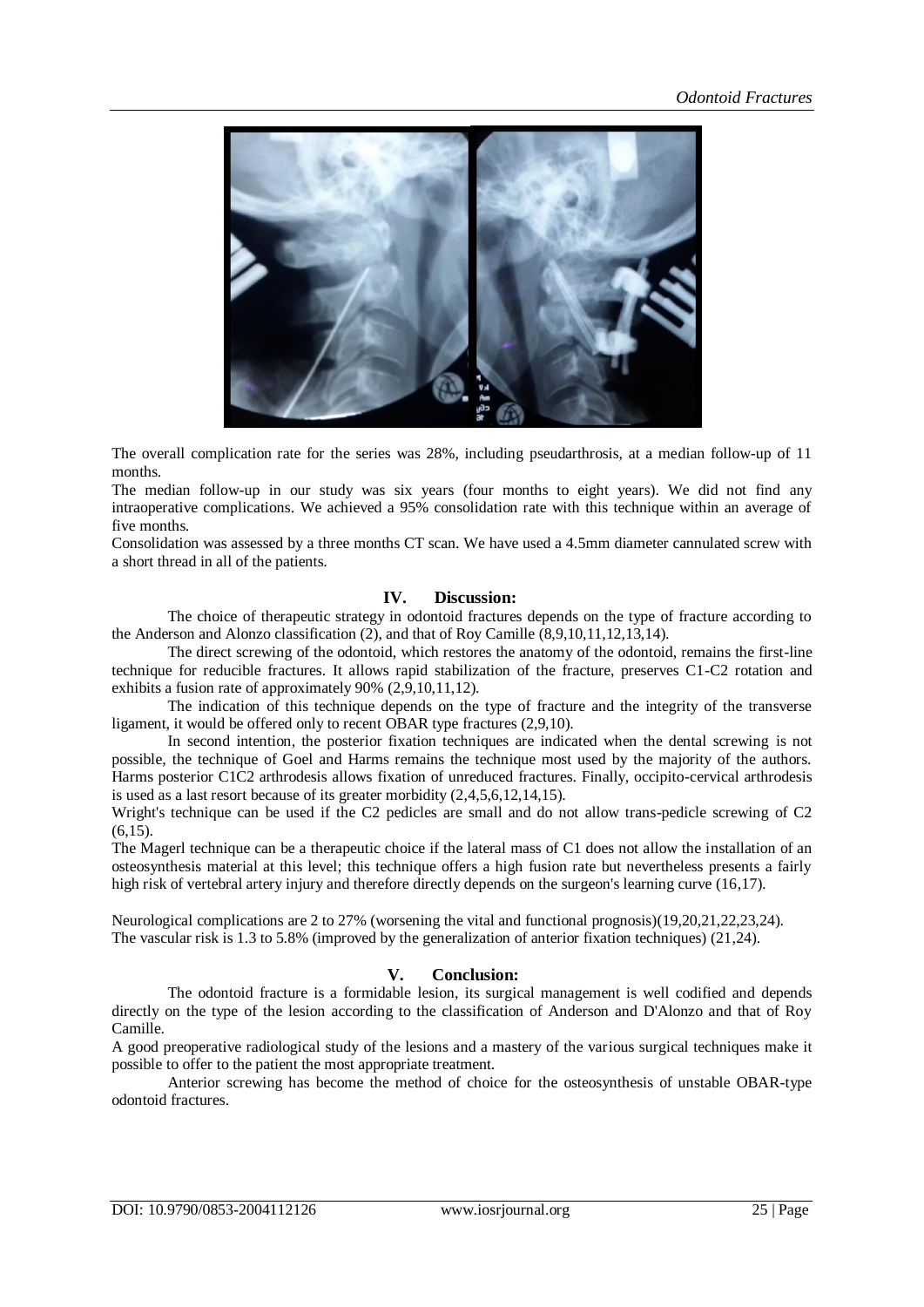The overall complication rate for the series was 28%, including pseudarthrosis, at a median follow-up of 11 months.

The median follow-up in our study was six years (four months to eight years). We did not find any intraoperative complications. We achieved a 95% consolidation rate with this technique within an average of five months.

Consolidation was assessed by a three months CT scan. We have used a 4.5mm diameter cannulated screw with a short thread in all of the patients.

## IV. Discussion:

The choice of therapeutic strategy in odontoid fractures depends on the type of fracture according to the Anderson and Alonzo classification (2), and that of Roy Camille (8,9,10,11,12,13,14).

The direct screwing of the odontoid, which restores the anatomy of the odontoid, remains the first-line technique for reducible fractures. It allows rapid stabilization of the fracture, preserves C1-C2 rotation and exhibits a fusion rate of approximately 90% (2,9,10,11,12).

The indication of this technique depends on the type of fracture and the integrity of the transverse ligament, it would be offered only to recent OBAR type fractures (2,9,10).

In second intention, the posterior fixation techniques are indicated when the dental screwing is not possible, the technique of Goel and Harms remains the technique most used by the majority of the authors. Harms posterior C1C2 arthrodesis allows fixation of unreduced fractures. Finally, occipito-cervical arthrodesis is used as a last resort because of its greater morbidity (2,4,5,6,12,14,15).

Wright's technique can be used if the C2 pedicles are small and do not allow trans-pedicle screwing of C2 (6,15).

The Magerl technique can be a therapeutic choice if the lateral mass of C1 does not allow the installation of an osteosynthesis material at this level; this technique offers a high fusion rate but nevertheless presents a fairly high risk of vertebral artery injury and therefore directly depends on the surgeon's learning curve (16,17).

Neurological complications are 2 to 27% (worsening the vital and functional prognosis)(19,20,21,22,23,24).
The vascular risk is 1.3 to 5.8% (improved by the generalization of anterior fixation techniques) (21,24).

## V. Conclusion:

The odontoid fracture is a formidable lesion, its surgical management is well codified and depends directly on the type of the lesion according to the classification of Anderson and D'Alonzo and that of Roy Camille.

A good preoperative radiological study of the lesions and a mastery of the various surgical techniques make it possible to offer to the patient the most appropriate treatment.

Anterior screwing has become the method of choice for the osteosynthesis of unstable OBAR-type odontoid fractures.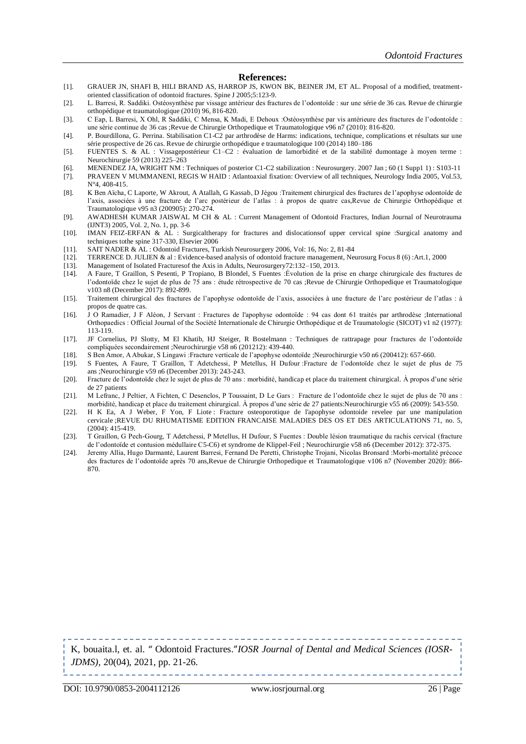## References:

[1]. GRAUER JN, SHAFI B, HILI BRAND AS, HARROP JS, KWON BK, BEINER JM, ET AL. Proposal of a modified, treatment-oriented classification of odontoid fractures. Spine J 2005;5:123-9.

[2]. L. Barresi, R. Saddiki. Ostéosynthèse par vissage antérieur des fractures de l'odontoïde : sur une série de 36 cas. Revue de chirurgie orthopédique et traumatologique (2010) 96, 816-820.

[3]. C Eap, L Barresi, X Ohl, R Saddiki, C Mensa, K Madi, E Dehoux :Ostéosynthèse par vis antérieure des fractures de l'odontoïde : une série continue de 36 cas ;Revue de Chirurgie Orthopedique et Traumatologique v96 n7 (2010): 816-820.

[4]. P. Bourdillona, G. Perrina. Stabilisation C1-C2 par arthrodèse de Harms: indications, technique, complications et résultats sur une série prospective de 26 cas. Revue de chirurgie orthopédique e traumatologique 100 (2014) 180–186

[5]. FUENTES S. & AL : Vissagepostérieur C1–C2 : évaluation de lamorbidité et de la stabilité dumontage à moyen terme : Neurochirurgie 59 (2013) 225–263

[6]. MENENDEZ JA, WRIGHT NM : Techniques of posterior C1-C2 stabilization : Neurosurgery. 2007 Jan ; 60 (1 Supp1 1) : S103-11

[7]. PRAVEEN V MUMMANENI, REGIS W HAID : Atlantoaxial fixation: Overview of all techniques, Neurology India 2005, Vol.53, N°4, 408-415.

[8]. K Ben Aïcha, C Laporte, W Akrout, A Atallah, G Kassab, D Jégou :Traitement chirurgical des fractures de l'apophyse odontoïde de l'axis, associées à une fracture de l'arc postérieur de l'atlas : à propos de quatre cas,Revue de Chirurgie Orthopédique et Traumatologique v95 n3 (200905): 270-274.

[9]. AWADHESH KUMAR JAISWAL M CH & AL : Current Management of Odontoid Fractures, Indian Journal of Neurotrauma (IJNT3) 2005, Vol. 2, No. 1, pp. 3-6

[10]. IMAN FEIZ-ERFAN & AL : Surgicaltherapy for fractures and dislocationsof upper cervical spine :Surgical anatomy and techniques tothe spine 317-330, Elsevier 2006

[11]. SAIT NADER & AL : Odontoid Fractures, Turkish Neurosurgery 2006, Vol: 16, No: 2, 81-84

[12]. TERRENCE D. JULIEN & al : Evidence-based analysis of odontoid fracture management, Neurosurg Focus 8 (6) :Art.1, 2000

[13]. Management of Isolated Fracturesof the Axis in Adults, Neurosurgery72:132–150, 2013.

[14]. A Faure, T Graillon, S Pesenti, P Tropiano, B Blondel, S Fuentes :Évolution de la prise en charge chirurgicale des fractures de l'odontoïde chez le sujet de plus de 75 ans : étude rétrospective de 70 cas ;Revue de Chirurgie Orthopedique et Traumatologique v103 n8 (December 2017): 892-899.

[15]. Traitement chirurgical des fractures de l'apophyse odontoïde de l'axis, associées à une fracture de l'arc postérieur de l'atlas : à propos de quatre cas.

[16]. J O Ramadier, J F Aléon, J Servant : Fractures de l'apophyse odontoïde : 94 cas dont 61 traités par arthrodèse ;International Orthopaedics : Official Journal of the Société Internationale de Chirurgie Orthopédique et de Traumatologie (SICOT) v1 n2 (1977): 113-119.

[17]. JF Cornelius, PJ Slotty, M El Khatib, HJ Steiger, R Bostelmann : Techniques de rattrapage pour fractures de l'odontoïde compliquées secondairement ;Neurochirurgie v58 n6 (201212): 439-440.

[18]. S Ben Amor, A Abukar, S Lingawi :Fracture verticale de l'apophyse odontoïde ;Neurochirurgie v50 n6 (200412): 657-660.

[19]. S Fuentes, A Faure, T Graillon, T Adetchessi, P Metellus, H Dufour :Fracture de l'odontoïde chez le sujet de plus de 75 ans ;Neurochirurgie v59 n6 (December 2013): 243-243.

[20]. Fracture de l'odontoïde chez le sujet de plus de 70 ans : morbidité, handicap et place du traitement chirurgical. À propos d'une série de 27 patients

[21]. M Lefranc, J Peltier, A Fichten, C Desenclos, P Toussaint, D Le Gars : Fracture de l'odontoïde chez le sujet de plus de 70 ans : morbidité, handicap et place du traitement chirurgical. À propos d'une série de 27 patients:Neurochirurgie v55 n6 (2009): 543-550.

[22]. H K Ea, A J Weber, F Yon, F Liote : Fracture osteoporotique de l'apophyse odontoide revelee par une manipulation cervicale ;REVUE DU RHUMATISME EDITION FRANCAISE MALADIES DES OS ET DES ARTICULATIONS 71, no. 5, (2004): 415-419.

[23]. T Graillon, G Pech-Gourg, T Adetchessi, P Metellus, H Dufour, S Fuentes : Double lésion traumatique du rachis cervical (fracture de l'odontoïde et contusion médullaire C5-C6) et syndrome de Klippel-Feil ; Neurochirurgie v58 n6 (December 2012): 372-375.

[24]. Jeremy Allia, Hugo Darmanté, Laurent Barresi, Fernand De Peretti, Christophe Trojani, Nicolas Bronsard :Morbi-mortalité précoce des fractures de l'odontoïde après 70 ans,Revue de Chirurgie Orthopedique et Traumatologique v106 n7 (November 2020): 866-870.

K, bouaita.l, et. al. " Odontoid Fractures."*IOSR Journal of Dental and Medical Sciences (IOSR-JDMS),* 20(04), 2021, pp. 21-26.